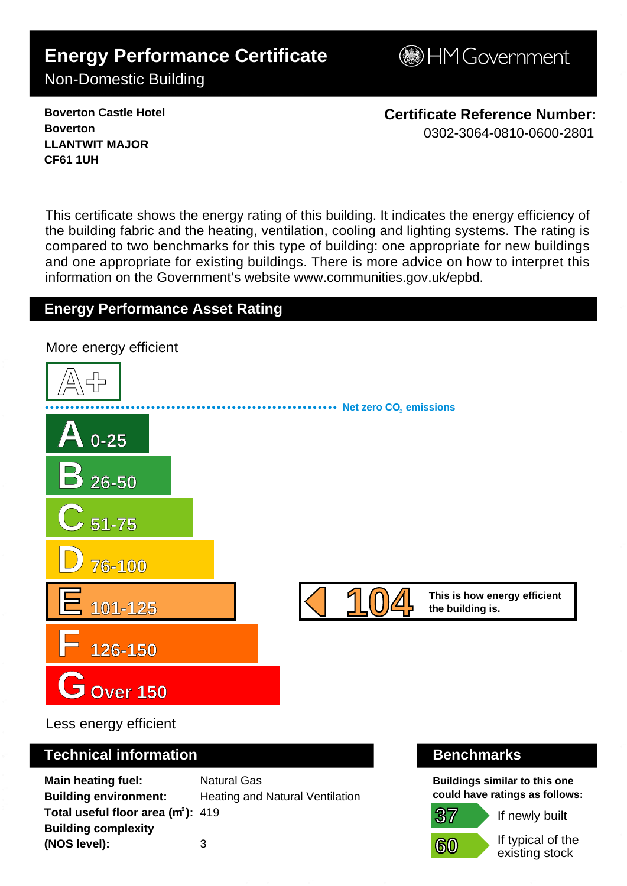# Energy Performance Certificate

Non-Domestic Building

HM Government

**Boverton Castle Hotel**
**Boverton**
**LLANTWIT MAJOR**
**CF61 1UH**

**Certificate Reference Number:**
0302-3064-0810-0600-2801

This certificate shows the energy rating of this building. It indicates the energy efficiency of the building fabric and the heating, ventilation, cooling and lighting systems. The rating is compared to two benchmarks for this type of building: one appropriate for new buildings and one appropriate for existing buildings. There is more advice on how to interpret this information on the Government's website www.communities.gov.uk/epbd.

## Energy Performance Asset Rating

More energy efficient

A+

Net zero $CO_2$ emissions

A 0-25

B 26-50

C 51-75

D 76-100

E 101-125

F 126-150

G Over 150

Less energy efficient

104 This is how energy efficient the building is.

## Technical information

**Main heating fuel:** Natural Gas

**Building environment:** Heating and Natural Ventilation

**Total useful floor area ($m^2$):** 419

**Building complexity (NOS level):** 3

## Benchmarks

**Buildings similar to this one could have ratings as follows:**

37 If newly built

60 If typical of the existing stock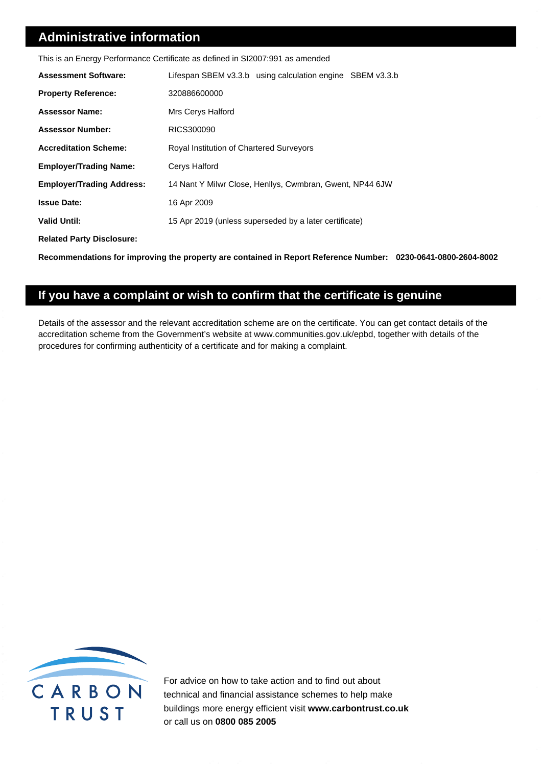## Administrative information

This is an Energy Performance Certificate as defined in SI2007:991 as amended

| | |
|---|---|
| **Assessment Software:** | Lifespan SBEM v3.3.b using calculation engine SBEM v3.3.b |
| **Property Reference:** | 320886600000 |
| **Assessor Name:** | Mrs Cerys Halford |
| **Assessor Number:** | RICS300090 |
| **Accreditation Scheme:** | Royal Institution of Chartered Surveyors |
| **Employer/Trading Name:** | Cerys Halford |
| **Employer/Trading Address:** | 14 Nant Y Milwr Close, Henllys, Cwmbran, Gwent, NP44 6JW |
| **Issue Date:** | 16 Apr 2009 |
| **Valid Until:** | 15 Apr 2019 (unless superseded by a later certificate) |
| **Related Party Disclosure:** | |

**Recommendations for improving the property are contained in Report Reference Number: 0230-0641-0800-2604-8002**

## If you have a complaint or wish to confirm that the certificate is genuine

Details of the assessor and the relevant accreditation scheme are on the certificate. You can get contact details of the accreditation scheme from the Government's website at www.communities.gov.uk/epbd, together with details of the procedures for confirming authenticity of a certificate and for making a complaint.

CARBON TRUST

For advice on how to take action and to find out about technical and financial assistance schemes to help make buildings more energy efficient visit **www.carbontrust.co.uk** or call us on **0800 085 2005**